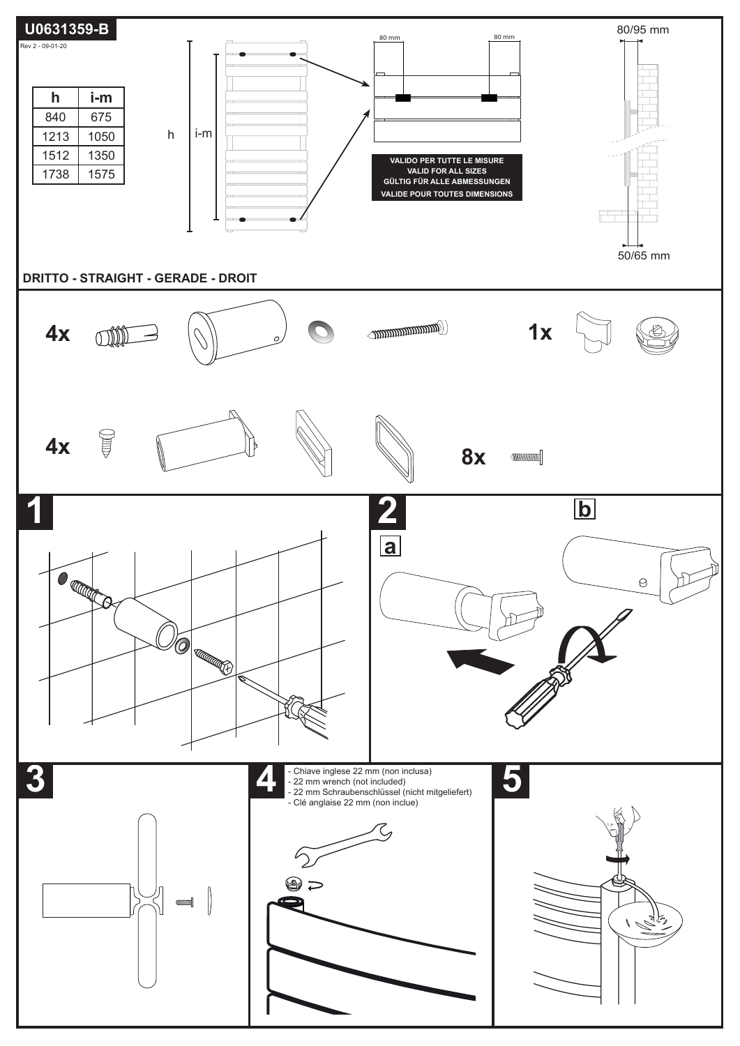# U0631359-B

Rev 2 - 09-01-20

| h | i-m |
|---|---|
| 840 | 675 |
| 1213 | 1050 |
| 1512 | 1350 |
| 1738 | 1575 |

h

i-m

80 mm

80 mm

**VALIDO PER TUTTE LE MISURE**
**VALID FOR ALL SIZES**
**GÜLTIG FÜR ALLE ABMESSUNGEN**
**VALIDE POUR TOUTES DIMENSIONS**

80/95 mm

50/65 mm

**DRITTO - STRAIGHT - GERADE - DROIT**

**4x**

**1x**

**4x**

**8x**

## 1

## 2

**a**

**b**

## 3

## 4

- Chiave inglese 22 mm (non inclusa)
- 22 mm wrench (not included)
- 22 mm Schraubenschlüssel (nicht mitgeliefert)
- Clé anglaise 22 mm (non inclue)

## 5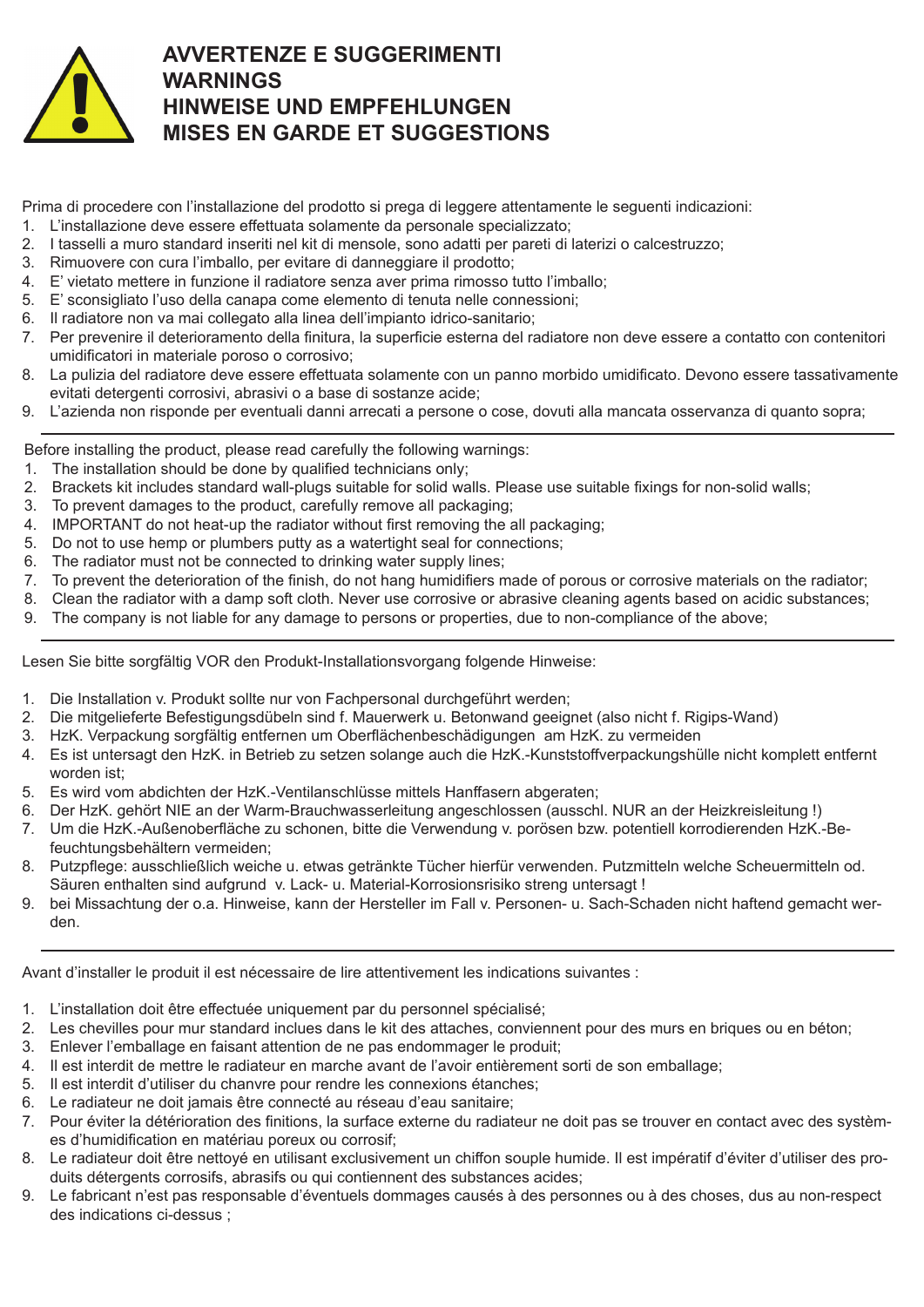# AVVERTENZE E SUGGERIMENTI
# WARNINGS
# HINWEISE UND EMPFEHLUNGEN
# MISES EN GARDE ET SUGGESTIONS

Prima di procedere con l'installazione del prodotto si prega di leggere attentamente le seguenti indicazioni:

1. L'installazione deve essere effettuata solamente da personale specializzato;
2. I tasselli a muro standard inseriti nel kit di mensole, sono adatti per pareti di laterizi o calcestruzzo;
3. Rimuovere con cura l'imballo, per evitare di danneggiare il prodotto;
4. E' vietato mettere in funzione il radiatore senza aver prima rimosso tutto l'imballo;
5. E' sconsigliato l'uso della canapa come elemento di tenuta nelle connessioni;
6. Il radiatore non va mai collegato alla linea dell'impianto idrico-sanitario;
7. Per prevenire il deterioramento della finitura, la superficie esterna del radiatore non deve essere a contatto con contenitori umidificatori in materiale poroso o corrosivo;
8. La pulizia del radiatore deve essere effettuata solamente con un panno morbido umidificato. Devono essere tassativamente evitati detergenti corrosivi, abrasivi o a base di sostanze acide;
9. L'azienda non risponde per eventuali danni arrecati a persone o cose, dovuti alla mancata osservanza di quanto sopra;

---

Before installing the product, please read carefully the following warnings:

1. The installation should be done by qualified technicians only;
2. Brackets kit includes standard wall-plugs suitable for solid walls. Please use suitable fixings for non-solid walls;
3. To prevent damages to the product, carefully remove all packaging;
4. IMPORTANT do not heat-up the radiator without first removing the all packaging;
5. Do not to use hemp or plumbers putty as a watertight seal for connections;
6. The radiator must not be connected to drinking water supply lines;
7. To prevent the deterioration of the finish, do not hang humidifiers made of porous or corrosive materials on the radiator;
8. Clean the radiator with a damp soft cloth. Never use corrosive or abrasive cleaning agents based on acidic substances;
9. The company is not liable for any damage to persons or properties, due to non-compliance of the above;

---

Lesen Sie bitte sorgfältig VOR den Produkt-Installationsvorgang folgende Hinweise:

1. Die Installation v. Produkt sollte nur von Fachpersonal durchgeführt werden;
2. Die mitgelieferte Befestigungsdübeln sind f. Mauerwerk u. Betonwand geeignet (also nicht f. Rigips-Wand)
3. HzK. Verpackung sorgfältig entfernen um Oberflächenbeschädigungen am HzK. zu vermeiden
4. Es ist untersagt den HzK. in Betrieb zu setzen solange auch die HzK.-Kunststoffverpackungshülle nicht komplett entfernt worden ist;
5. Es wird vom abdichten der HzK.-Ventilanschlüsse mittels Hanffasern abgeraten;
6. Der HzK. gehört NIE an der Warm-Brauchwasserleitung angeschlossen (ausschl. NUR an der Heizkreisleitung !)
7. Um die HzK.-Außenoberfläche zu schonen, bitte die Verwendung v. porösen bzw. potentiell korrodierenden HzK.-Befeuchtungsbehältern vermeiden;
8. Putzpflege: ausschließlich weiche u. etwas getränkte Tücher hierfür verwenden. Putzmitteln welche Scheuermitteln od. Säuren enthalten sind aufgrund v. Lack- u. Material-Korrosionsrisiko streng untersagt !
9. bei Missachtung der o.a. Hinweise, kann der Hersteller im Fall v. Personen- u. Sach-Schaden nicht haftend gemacht werden.

---

Avant d'installer le produit il est nécessaire de lire attentivement les indications suivantes :

1. L'installation doit être effectuée uniquement par du personnel spécialisé;
2. Les chevilles pour mur standard inclues dans le kit des attaches, conviennent pour des murs en briques ou en béton;
3. Enlever l'emballage en faisant attention de ne pas endommager le produit;
4. Il est interdit de mettre le radiateur en marche avant de l'avoir entièrement sorti de son emballage;
5. Il est interdit d'utiliser du chanvre pour rendre les connexions étanches;
6. Le radiateur ne doit jamais être connecté au réseau d'eau sanitaire;
7. Pour éviter la détérioration des finitions, la surface externe du radiateur ne doit pas se trouver en contact avec des systèmes d'humidification en matériau poreux ou corrosif;
8. Le radiateur doit être nettoyé en utilisant exclusivement un chiffon souple humide. Il est impératif d'éviter d'utiliser des produits détergents corrosifs, abrasifs ou qui contiennent des substances acides;
9. Le fabricant n'est pas responsable d'éventuels dommages causés à des personnes ou à des choses, dus au non-respect des indications ci-dessus ;